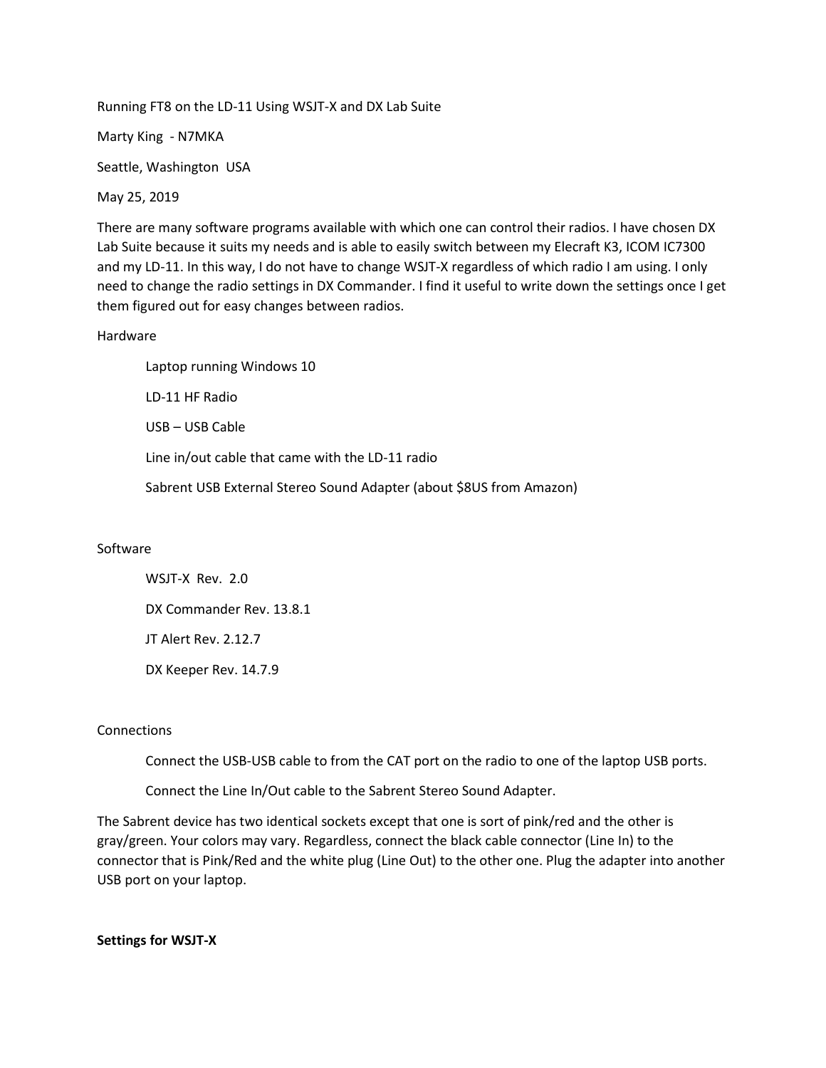Running FT8 on the LD-11 Using WSJT-X and DX Lab Suite

Marty King - N7MKA

Seattle, Washington USA

May 25, 2019

There are many software programs available with which one can control their radios. I have chosen DX Lab Suite because it suits my needs and is able to easily switch between my Elecraft K3, ICOM IC7300 and my LD-11. In this way, I do not have to change WSJT-X regardless of which radio I am using. I only need to change the radio settings in DX Commander. I find it useful to write down the settings once I get them figured out for easy changes between radios.

Hardware

- Laptop running Windows 10
- LD-11 HF Radio
- USB – USB Cable
- Line in/out cable that came with the LD-11 radio
- Sabrent USB External Stereo Sound Adapter (about $8US from Amazon)

Software

- WSJT-X Rev. 2.0
- DX Commander Rev. 13.8.1
- JT Alert Rev. 2.12.7
- DX Keeper Rev. 14.7.9

Connections

- Connect the USB-USB cable to from the CAT port on the radio to one of the laptop USB ports.
- Connect the Line In/Out cable to the Sabrent Stereo Sound Adapter.

The Sabrent device has two identical sockets except that one is sort of pink/red and the other is gray/green. Your colors may vary. Regardless, connect the black cable connector (Line In) to the connector that is Pink/Red and the white plug (Line Out) to the other one. Plug the adapter into another USB port on your laptop.

**Settings for WSJT-X**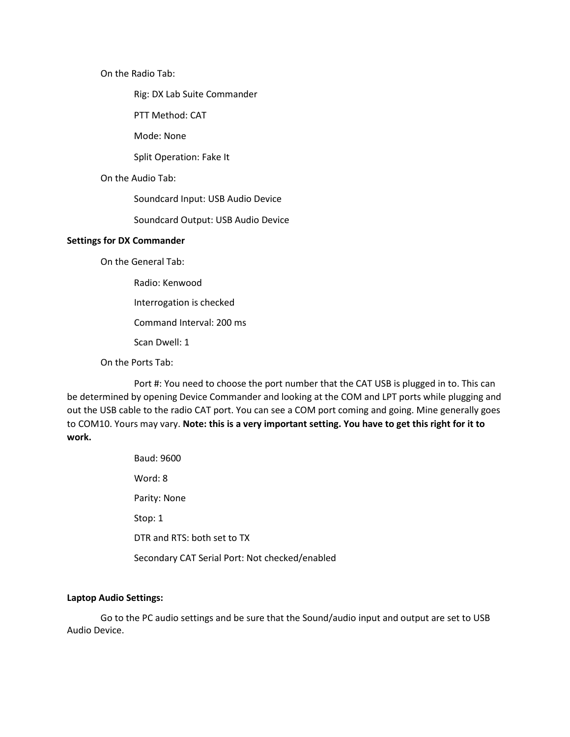On the Radio Tab:

Rig: DX Lab Suite Commander

PTT Method: CAT

Mode: None

Split Operation: Fake It

On the Audio Tab:

Soundcard Input: USB Audio Device

Soundcard Output: USB Audio Device

**Settings for DX Commander**

On the General Tab:

Radio: Kenwood

Interrogation is checked

Command Interval: 200 ms

Scan Dwell: 1

On the Ports Tab:

Port #: You need to choose the port number that the CAT USB is plugged in to. This can be determined by opening Device Commander and looking at the COM and LPT ports while plugging and out the USB cable to the radio CAT port. You can see a COM port coming and going. Mine generally goes to COM10. Yours may vary. **Note: this is a very important setting. You have to get this right for it to work.**

Baud: 9600

Word: 8

Parity: None

Stop: 1

DTR and RTS: both set to TX

Secondary CAT Serial Port: Not checked/enabled

**Laptop Audio Settings:**

Go to the PC audio settings and be sure that the Sound/audio input and output are set to USB Audio Device.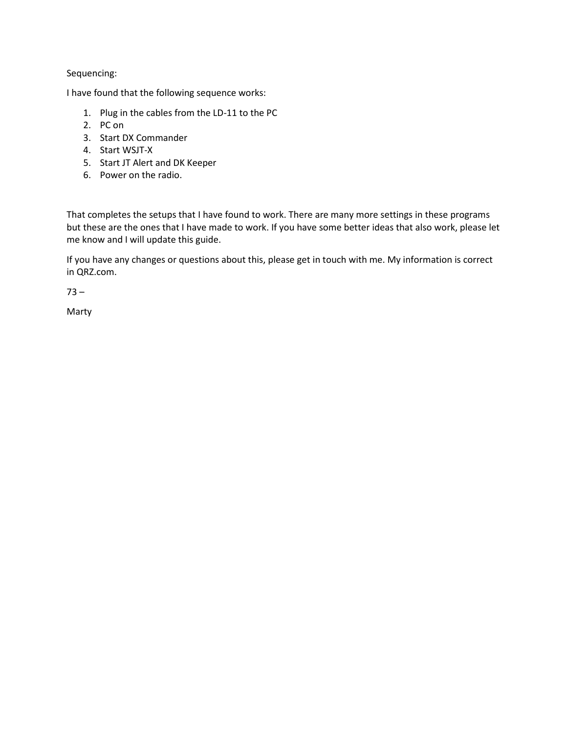Sequencing:

I have found that the following sequence works:

1. Plug in the cables from the LD-11 to the PC
2. PC on
3. Start DX Commander
4. Start WSJT-X
5. Start JT Alert and DK Keeper
6. Power on the radio.

That completes the setups that I have found to work. There are many more settings in these programs but these are the ones that I have made to work. If you have some better ideas that also work, please let me know and I will update this guide.

If you have any changes or questions about this, please get in touch with me. My information is correct in QRZ.com.

73 –

Marty